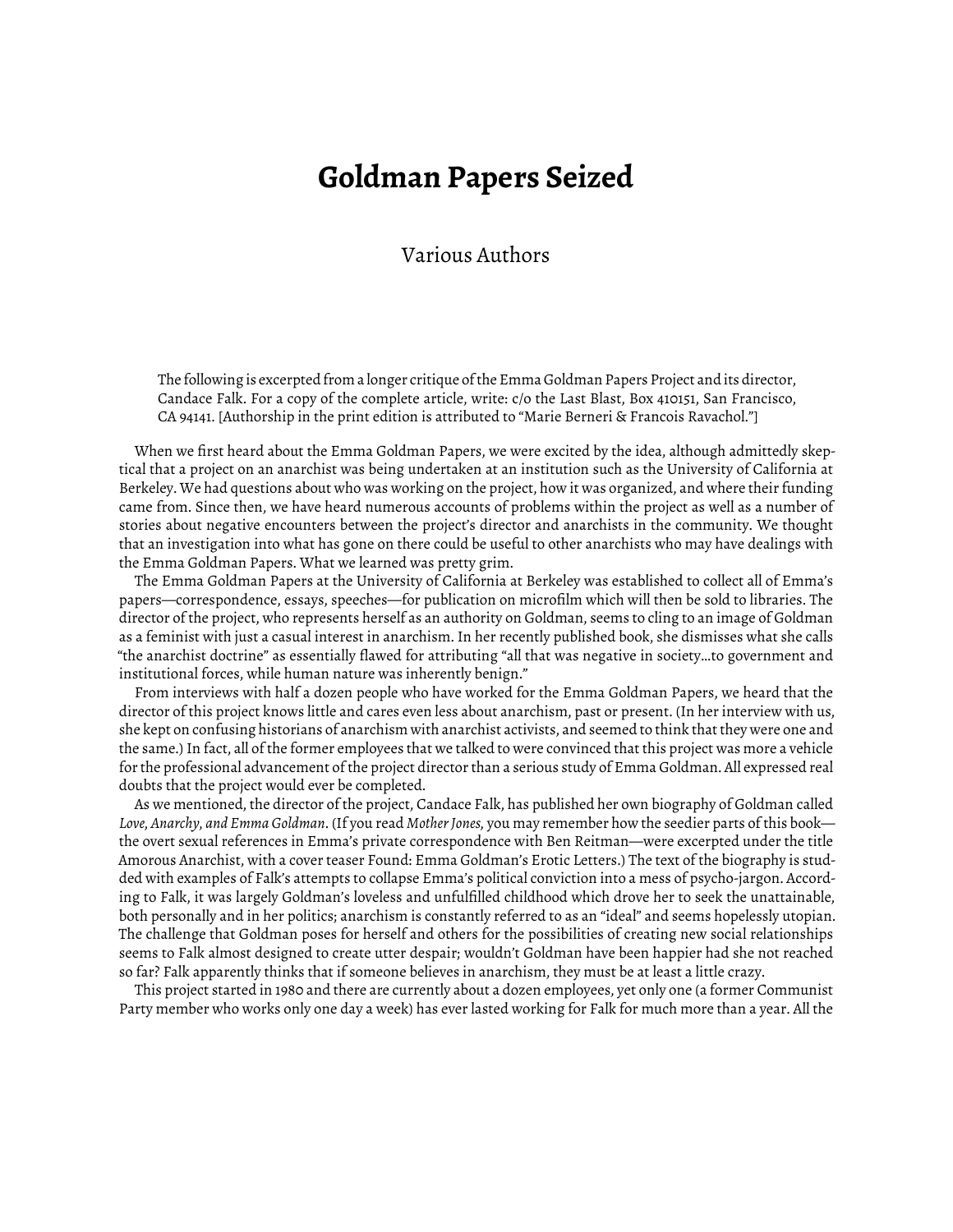# Goldman Papers Seized

Various Authors

> The following is excerpted from a longer critique of the Emma Goldman Papers Project and its director, Candace Falk. For a copy of the complete article, write: c/o the Last Blast, Box 410151, San Francisco, CA 94141. [Authorship in the print edition is attributed to "Marie Berneri & Francois Ravachol."]

When we first heard about the Emma Goldman Papers, we were excited by the idea, although admittedly skeptical that a project on an anarchist was being undertaken at an institution such as the University of California at Berkeley. We had questions about who was working on the project, how it was organized, and where their funding came from. Since then, we have heard numerous accounts of problems within the project as well as a number of stories about negative encounters between the project's director and anarchists in the community. We thought that an investigation into what has gone on there could be useful to other anarchists who may have dealings with the Emma Goldman Papers. What we learned was pretty grim.

The Emma Goldman Papers at the University of California at Berkeley was established to collect all of Emma's papers—correspondence, essays, speeches—for publication on microfilm which will then be sold to libraries. The director of the project, who represents herself as an authority on Goldman, seems to cling to an image of Goldman as a feminist with just a casual interest in anarchism. In her recently published book, she dismisses what she calls "the anarchist doctrine" as essentially flawed for attributing "all that was negative in society…to government and institutional forces, while human nature was inherently benign."

From interviews with half a dozen people who have worked for the Emma Goldman Papers, we heard that the director of this project knows little and cares even less about anarchism, past or present. (In her interview with us, she kept on confusing historians of anarchism with anarchist activists, and seemed to think that they were one and the same.) In fact, all of the former employees that we talked to were convinced that this project was more a vehicle for the professional advancement of the project director than a serious study of Emma Goldman. All expressed real doubts that the project would ever be completed.

As we mentioned, the director of the project, Candace Falk, has published her own biography of Goldman called *Love, Anarchy, and Emma Goldman*. (If you read *Mother Jones*, you may remember how the seedier parts of this book—the overt sexual references in Emma's private correspondence with Ben Reitman—were excerpted under the title Amorous Anarchist, with a cover teaser Found: Emma Goldman's Erotic Letters.) The text of the biography is studded with examples of Falk's attempts to collapse Emma's political conviction into a mess of psycho-jargon. According to Falk, it was largely Goldman's loveless and unfulfilled childhood which drove her to seek the unattainable, both personally and in her politics; anarchism is constantly referred to as an "ideal" and seems hopelessly utopian. The challenge that Goldman poses for herself and others for the possibilities of creating new social relationships seems to Falk almost designed to create utter despair; wouldn't Goldman have been happier had she not reached so far? Falk apparently thinks that if someone believes in anarchism, they must be at least a little crazy.

This project started in 1980 and there are currently about a dozen employees, yet only one (a former Communist Party member who works only one day a week) has ever lasted working for Falk for much more than a year. All the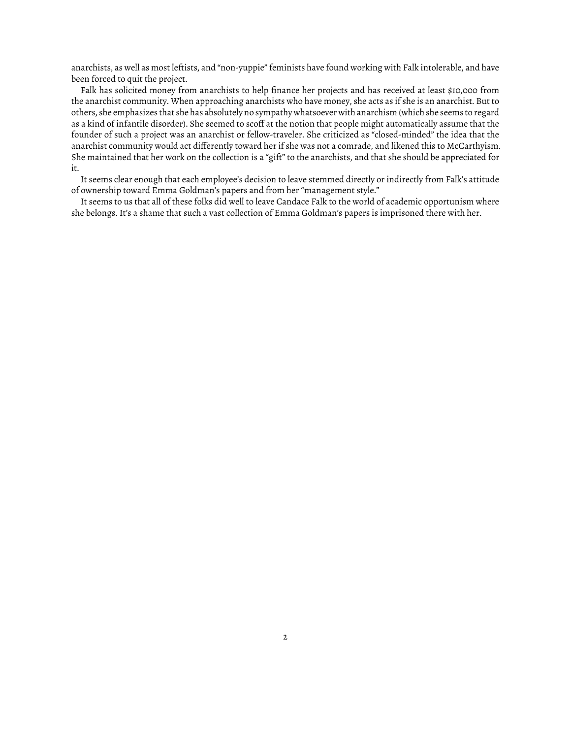anarchists, as well as most leftists, and "non-yuppie" feminists have found working with Falk intolerable, and have been forced to quit the project.

Falk has solicited money from anarchists to help finance her projects and has received at least $10,000 from the anarchist community. When approaching anarchists who have money, she acts as if she is an anarchist. But to others, she emphasizes that she has absolutely no sympathy whatsoever with anarchism (which she seems to regard as a kind of infantile disorder). She seemed to scoff at the notion that people might automatically assume that the founder of such a project was an anarchist or fellow-traveler. She criticized as "closed-minded" the idea that the anarchist community would act differently toward her if she was not a comrade, and likened this to McCarthyism. She maintained that her work on the collection is a "gift" to the anarchists, and that she should be appreciated for it.

It seems clear enough that each employee's decision to leave stemmed directly or indirectly from Falk's attitude of ownership toward Emma Goldman's papers and from her "management style."

It seems to us that all of these folks did well to leave Candace Falk to the world of academic opportunism where she belongs. It's a shame that such a vast collection of Emma Goldman's papers is imprisoned there with her.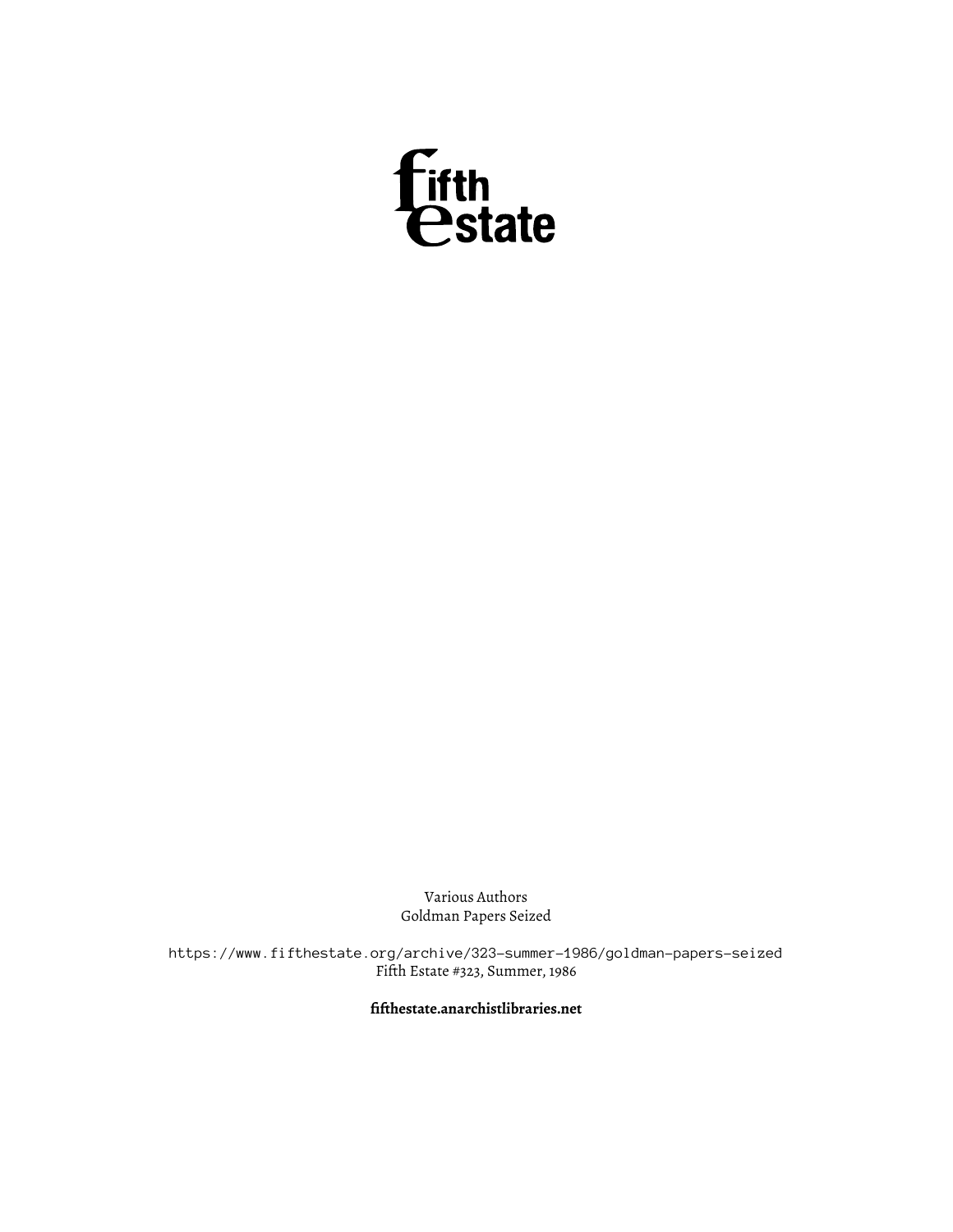fifth estate

Various Authors
Goldman Papers Seized

https://www.fifthestate.org/archive/323-summer-1986/goldman-papers-seized
Fifth Estate #323, Summer, 1986

**fifthestate.anarchistlibraries.net**